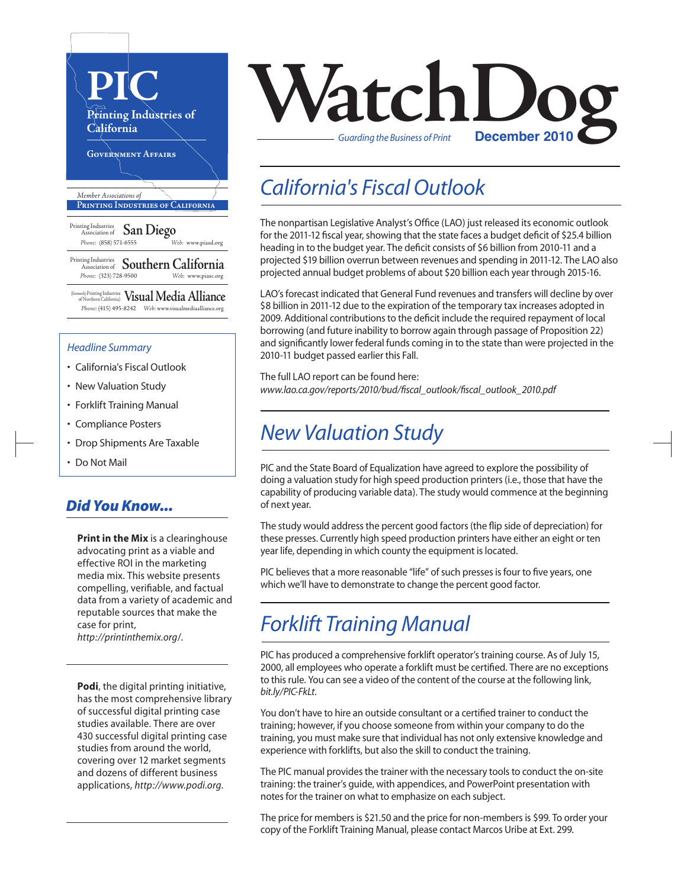# PIC

**Printing Industries of California**

GOVERNMENT AFFAIRS

*Member Associations of*
PRINTING INDUSTRIES OF CALIFORNIA

Printing Industries Association of **San Diego**
*Phone:* (858) 571-6555 *Web:* www.piasd.org

Printing Industries Association of **Southern California**
*Phone:* (323) 728-9500 *Web:* www.piasc.org

(formerly Printing Industries of Northern California) **Visual Media Alliance**
*Phone:* (415) 495-8242 *Web:* www.visualmediaalliance.org

*Headline Summary*

- California's Fiscal Outlook
- New Valuation Study
- Forklift Training Manual
- Compliance Posters
- Drop Shipments Are Taxable
- Do Not Mail

## *Did You Know...*

**Print in the Mix** is a clearinghouse advocating print as a viable and effective ROI in the marketing media mix. This website presents compelling, verifiable, and factual data from a variety of academic and reputable sources that make the case for print, *http://printinthemix.org/*.

**Podi**, the digital printing initiative, has the most comprehensive library of successful digital printing case studies available. There are over 430 successful digital printing case studies from around the world, covering over 12 market segments and dozens of different business applications, *http://www.podi.org*.

# WatchDog

*Guarding the Business of Print* **December 2010**

## *California's Fiscal Outlook*

The nonpartisan Legislative Analyst's Office (LAO) just released its economic outlook for the 2011-12 fiscal year, showing that the state faces a budget deficit of $25.4 billion heading in to the budget year. The deficit consists of $6 billion from 2010-11 and a projected $19 billion overrun between revenues and spending in 2011-12. The LAO also projected annual budget problems of about $20 billion each year through 2015-16.

LAO's forecast indicated that General Fund revenues and transfers will decline by over $8 billion in 2011-12 due to the expiration of the temporary tax increases adopted in 2009. Additional contributions to the deficit include the required repayment of local borrowing (and future inability to borrow again through passage of Proposition 22) and significantly lower federal funds coming in to the state than were projected in the 2010-11 budget passed earlier this Fall.

The full LAO report can be found here:
*www.lao.ca.gov/reports/2010/bud/fiscal_outlook/fiscal_outlook_2010.pdf*

## *New Valuation Study*

PIC and the State Board of Equalization have agreed to explore the possibility of doing a valuation study for high speed production printers (i.e., those that have the capability of producing variable data). The study would commence at the beginning of next year.

The study would address the percent good factors (the flip side of depreciation) for these presses. Currently high speed production printers have either an eight or ten year life, depending in which county the equipment is located.

PIC believes that a more reasonable "life" of such presses is four to five years, one which we'll have to demonstrate to change the percent good factor.

## *Forklift Training Manual*

PIC has produced a comprehensive forklift operator's training course. As of July 15, 2000, all employees who operate a forklift must be certified. There are no exceptions to this rule. You can see a video of the content of the course at the following link, *bit.ly/PIC-FkLt*.

You don't have to hire an outside consultant or a certified trainer to conduct the training; however, if you choose someone from within your company to do the training, you must make sure that individual has not only extensive knowledge and experience with forklifts, but also the skill to conduct the training.

The PIC manual provides the trainer with the necessary tools to conduct the on-site training: the trainer's guide, with appendices, and PowerPoint presentation with notes for the trainer on what to emphasize on each subject.

The price for members is $21.50 and the price for non-members is $99. To order your copy of the Forklift Training Manual, please contact Marcos Uribe at Ext. 299.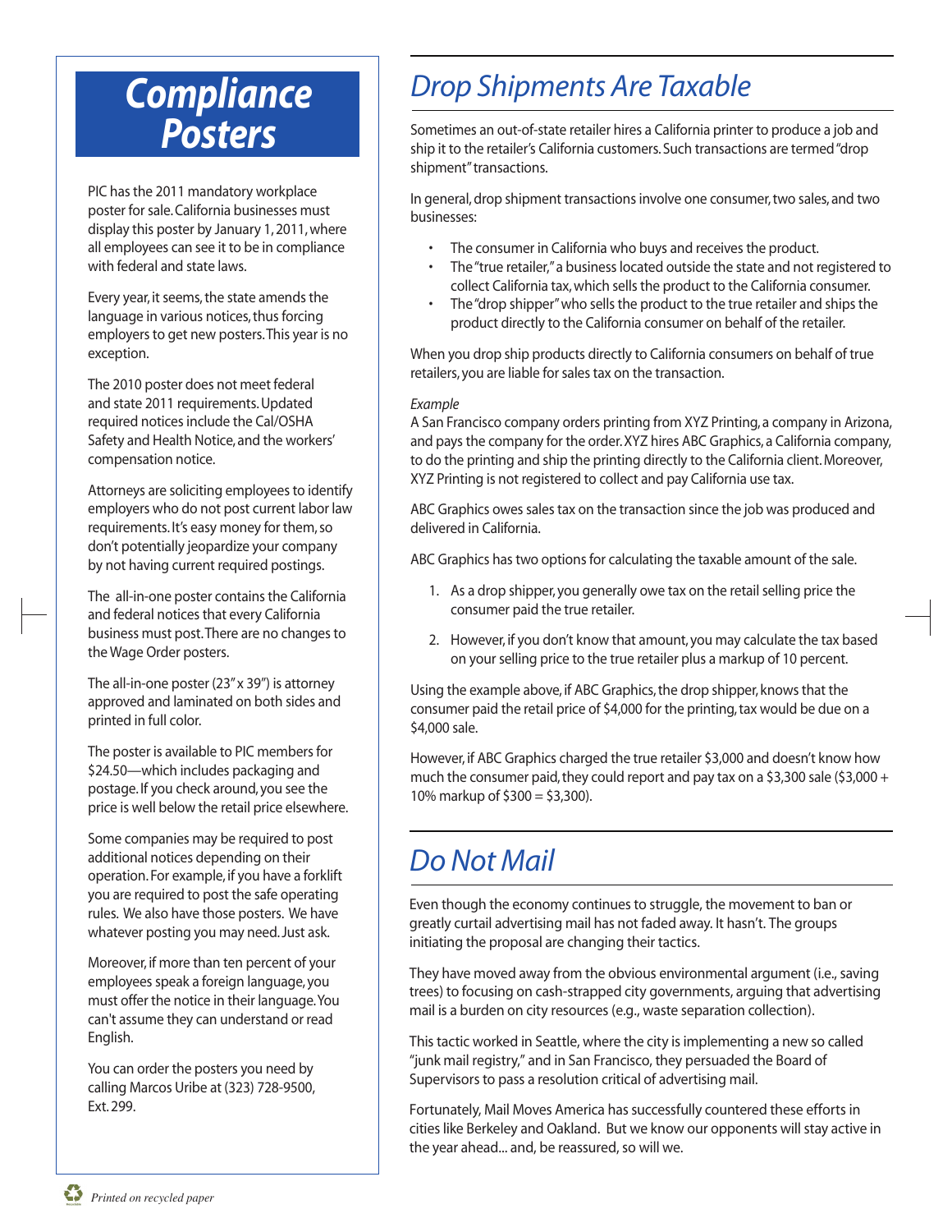# Compliance Posters

PIC has the 2011 mandatory workplace poster for sale. California businesses must display this poster by January 1, 2011, where all employees can see it to be in compliance with federal and state laws.

Every year, it seems, the state amends the language in various notices, thus forcing employers to get new posters. This year is no exception.

The 2010 poster does not meet federal and state 2011 requirements. Updated required notices include the Cal/OSHA Safety and Health Notice, and the workers' compensation notice.

Attorneys are soliciting employees to identify employers who do not post current labor law requirements. It's easy money for them, so don't potentially jeopardize your company by not having current required postings.

The all-in-one poster contains the California and federal notices that every California business must post. There are no changes to the Wage Order posters.

The all-in-one poster (23" x 39") is attorney approved and laminated on both sides and printed in full color.

The poster is available to PIC members for $24.50—which includes packaging and postage. If you check around, you see the price is well below the retail price elsewhere.

Some companies may be required to post additional notices depending on their operation. For example, if you have a forklift you are required to post the safe operating rules. We also have those posters. We have whatever posting you may need. Just ask.

Moreover, if more than ten percent of your employees speak a foreign language, you must offer the notice in their language. You can't assume they can understand or read English.

You can order the posters you need by calling Marcos Uribe at (323) 728-9500, Ext. 299.

# Drop Shipments Are Taxable

Sometimes an out-of-state retailer hires a California printer to produce a job and ship it to the retailer's California customers. Such transactions are termed "drop shipment" transactions.

In general, drop shipment transactions involve one consumer, two sales, and two businesses:

- The consumer in California who buys and receives the product.
- The "true retailer," a business located outside the state and not registered to collect California tax, which sells the product to the California consumer.
- The "drop shipper" who sells the product to the true retailer and ships the product directly to the California consumer on behalf of the retailer.

When you drop ship products directly to California consumers on behalf of true retailers, you are liable for sales tax on the transaction.

*Example*

A San Francisco company orders printing from XYZ Printing, a company in Arizona, and pays the company for the order. XYZ hires ABC Graphics, a California company, to do the printing and ship the printing directly to the California client. Moreover, XYZ Printing is not registered to collect and pay California use tax.

ABC Graphics owes sales tax on the transaction since the job was produced and delivered in California.

ABC Graphics has two options for calculating the taxable amount of the sale.

1. As a drop shipper, you generally owe tax on the retail selling price the consumer paid the true retailer.
2. However, if you don't know that amount, you may calculate the tax based on your selling price to the true retailer plus a markup of 10 percent.

Using the example above, if ABC Graphics, the drop shipper, knows that the consumer paid the retail price of $4,000 for the printing, tax would be due on a $4,000 sale.

However, if ABC Graphics charged the true retailer $3,000 and doesn't know how much the consumer paid, they could report and pay tax on a $3,300 sale ($3,000 + 10% markup of $300 = $3,300).

# Do Not Mail

Even though the economy continues to struggle, the movement to ban or greatly curtail advertising mail has not faded away. It hasn't. The groups initiating the proposal are changing their tactics.

They have moved away from the obvious environmental argument (i.e., saving trees) to focusing on cash-strapped city governments, arguing that advertising mail is a burden on city resources (e.g., waste separation collection).

This tactic worked in Seattle, where the city is implementing a new so called "junk mail registry," and in San Francisco, they persuaded the Board of Supervisors to pass a resolution critical of advertising mail.

Fortunately, Mail Moves America has successfully countered these efforts in cities like Berkeley and Oakland. But we know our opponents will stay active in the year ahead... and, be reassured, so will we.

*Printed on recycled paper*